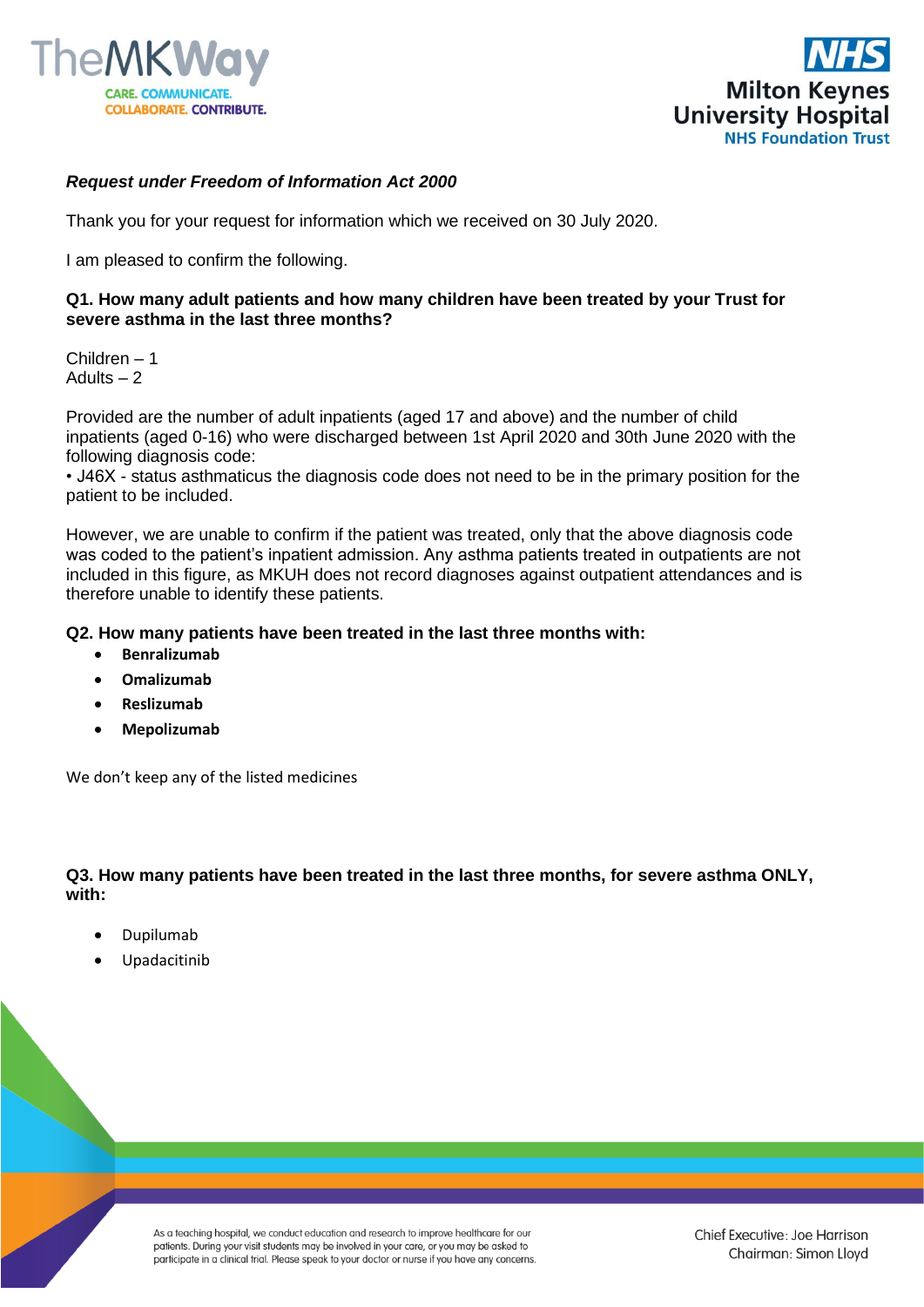*Request under Freedom of Information Act 2000*

Thank you for your request for information which we received on 30 July 2020.

I am pleased to confirm the following.

**Q1. How many adult patients and how many children have been treated by your Trust for severe asthma in the last three months?**

Children – 1
Adults – 2

Provided are the number of adult inpatients (aged 17 and above) and the number of child inpatients (aged 0-16) who were discharged between 1st April 2020 and 30th June 2020 with the following diagnosis code:
• J46X - status asthmaticus the diagnosis code does not need to be in the primary position for the patient to be included.

However, we are unable to confirm if the patient was treated, only that the above diagnosis code was coded to the patient's inpatient admission. Any asthma patients treated in outpatients are not included in this figure, as MKUH does not record diagnoses against outpatient attendances and is therefore unable to identify these patients.

**Q2. How many patients have been treated in the last three months with:**

- **Benralizumab**
- **Omalizumab**
- **Reslizumab**
- **Mepolizumab**

We don't keep any of the listed medicines

**Q3. How many patients have been treated in the last three months, for severe asthma ONLY, with:**

- Dupilumab
- Upadacitinib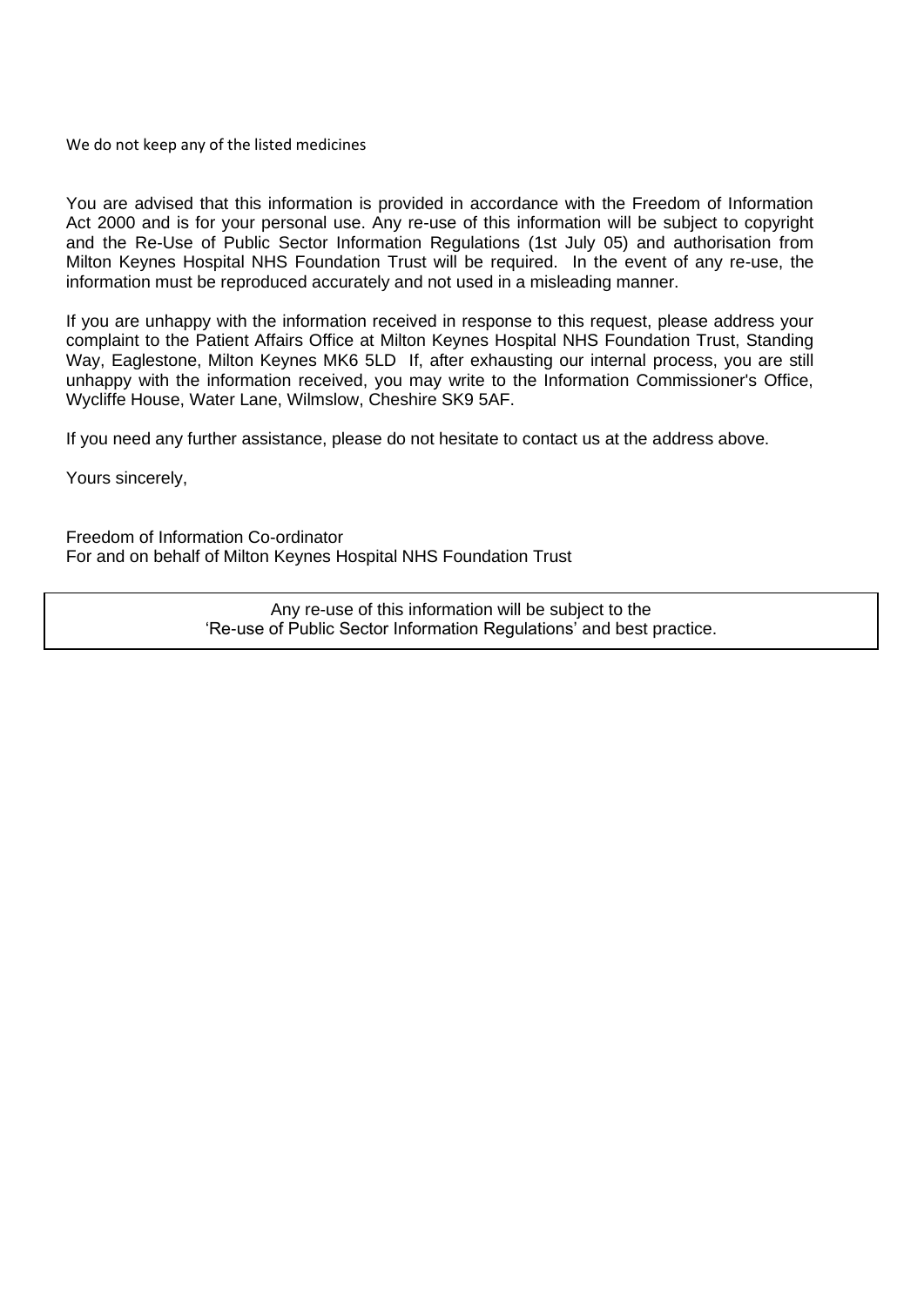We do not keep any of the listed medicines

You are advised that this information is provided in accordance with the Freedom of Information Act 2000 and is for your personal use. Any re-use of this information will be subject to copyright and the Re-Use of Public Sector Information Regulations (1st July 05) and authorisation from Milton Keynes Hospital NHS Foundation Trust will be required. In the event of any re-use, the information must be reproduced accurately and not used in a misleading manner.

If you are unhappy with the information received in response to this request, please address your complaint to the Patient Affairs Office at Milton Keynes Hospital NHS Foundation Trust, Standing Way, Eaglestone, Milton Keynes MK6 5LD If, after exhausting our internal process, you are still unhappy with the information received, you may write to the Information Commissioner's Office, Wycliffe House, Water Lane, Wilmslow, Cheshire SK9 5AF.

If you need any further assistance, please do not hesitate to contact us at the address above.

Yours sincerely,

Freedom of Information Co-ordinator
For and on behalf of Milton Keynes Hospital NHS Foundation Trust

Any re-use of this information will be subject to the
'Re-use of Public Sector Information Regulations' and best practice.